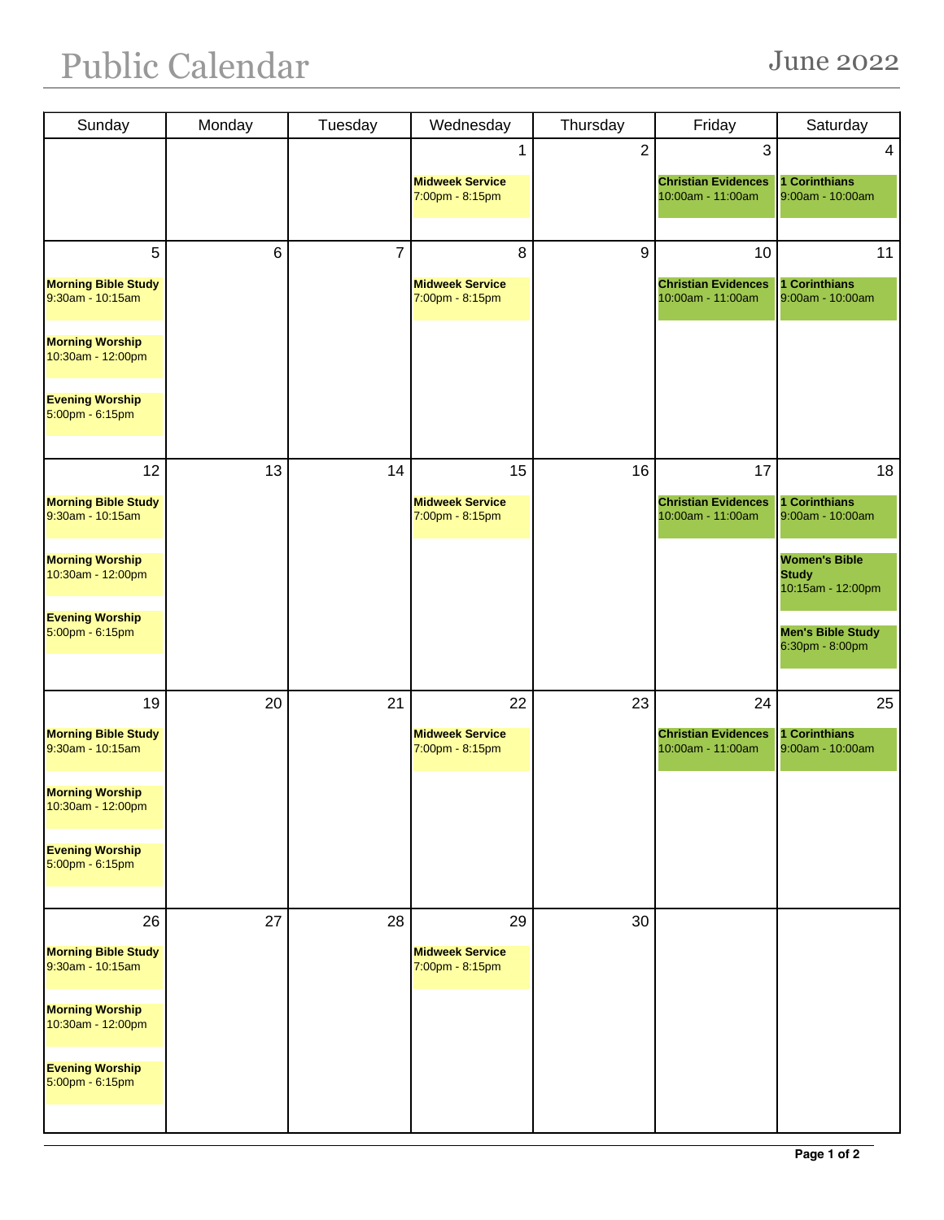# Public Calendar

June 2022

| Sunday | Monday | Tuesday | Wednesday | Thursday | Friday | Saturday |
|---|---|---|---|---|---|---|
| | | | 1<br>**Midweek Service**<br>7:00pm - 8:15pm | 2 | 3<br>**Christian Evidences**<br>10:00am - 11:00am | 4<br>**1 Corinthians**<br>9:00am - 10:00am |
| 5<br>**Morning Bible Study**<br>9:30am - 10:15am<br>**Morning Worship**<br>10:30am - 12:00pm<br>**Evening Worship**<br>5:00pm - 6:15pm | 6 | 7 | 8<br>**Midweek Service**<br>7:00pm - 8:15pm | 9 | 10<br>**Christian Evidences**<br>10:00am - 11:00am | 11<br>**1 Corinthians**<br>9:00am - 10:00am |
| 12<br>**Morning Bible Study**<br>9:30am - 10:15am<br>**Morning Worship**<br>10:30am - 12:00pm<br>**Evening Worship**<br>5:00pm - 6:15pm | 13 | 14 | 15<br>**Midweek Service**<br>7:00pm - 8:15pm | 16 | 17<br>**Christian Evidences**<br>10:00am - 11:00am | 18<br>**1 Corinthians**<br>9:00am - 10:00am<br>**Women's Bible Study**<br>10:15am - 12:00pm<br>**Men's Bible Study**<br>6:30pm - 8:00pm |
| 19<br>**Morning Bible Study**<br>9:30am - 10:15am<br>**Morning Worship**<br>10:30am - 12:00pm<br>**Evening Worship**<br>5:00pm - 6:15pm | 20 | 21 | 22<br>**Midweek Service**<br>7:00pm - 8:15pm | 23 | 24<br>**Christian Evidences**<br>10:00am - 11:00am | 25<br>**1 Corinthians**<br>9:00am - 10:00am |
| 26<br>**Morning Bible Study**<br>9:30am - 10:15am<br>**Morning Worship**<br>10:30am - 12:00pm<br>**Evening Worship**<br>5:00pm - 6:15pm | 27 | 28 | 29<br>**Midweek Service**<br>7:00pm - 8:15pm | 30 | | |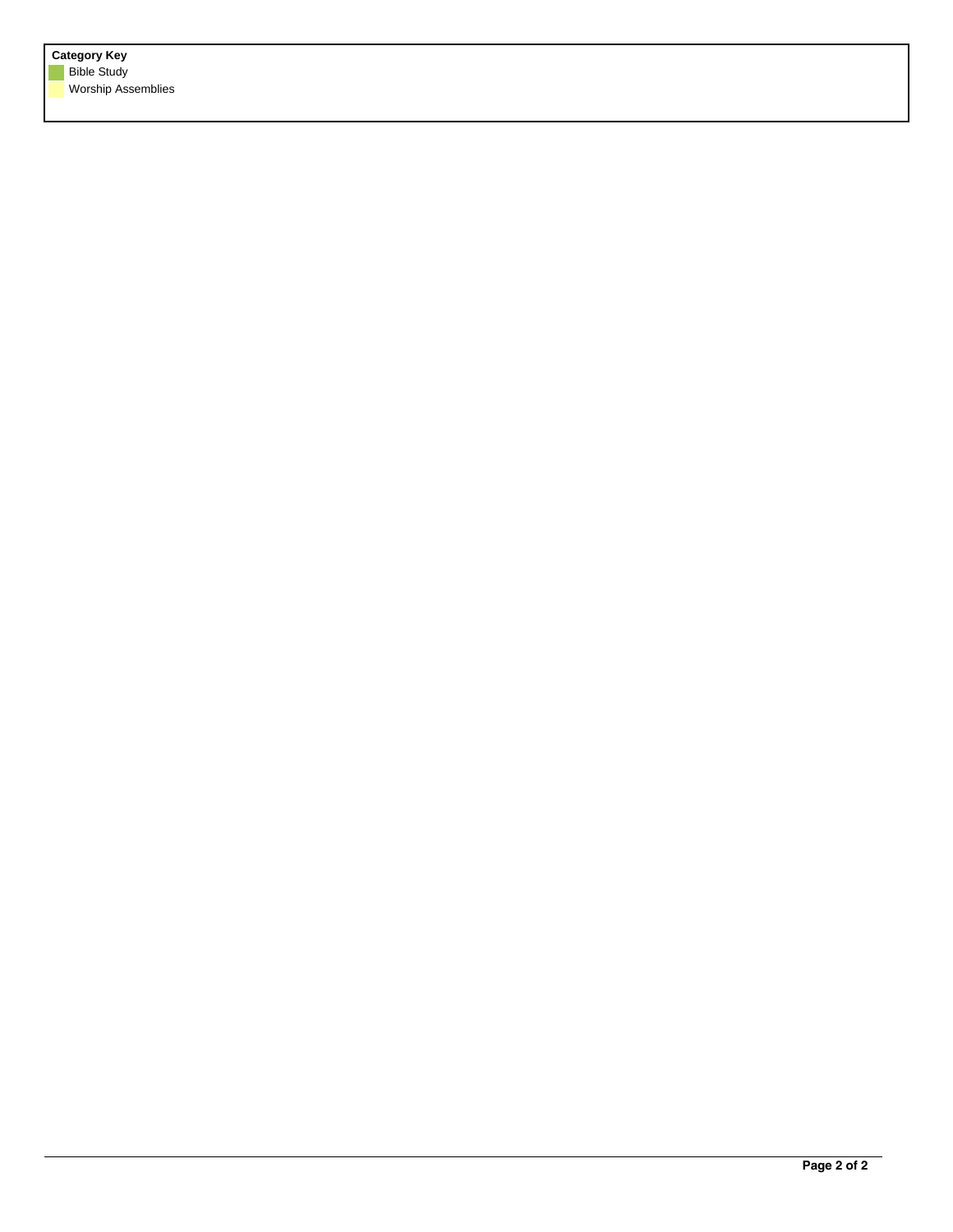**Category Key**

- Bible Study
- Worship Assemblies